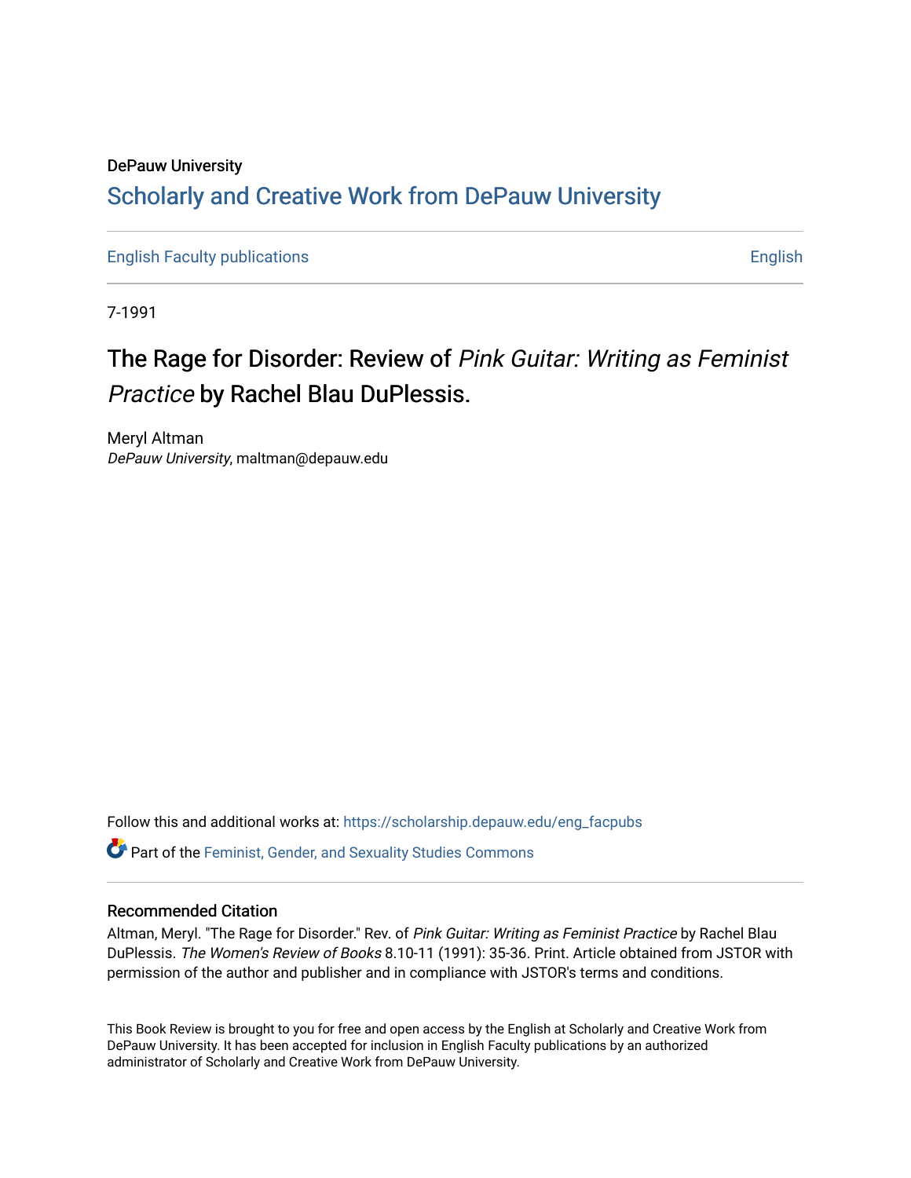DePauw University

## Scholarly and Creative Work from DePauw University

English Faculty publications | English

7-1991

# The Rage for Disorder: Review of *Pink Guitar: Writing as Feminist Practice* by Rachel Blau DuPlessis.

Meryl Altman
*DePauw University*, maltman@depauw.edu

Follow this and additional works at: https://scholarship.depauw.edu/eng_facpubs

Part of the Feminist, Gender, and Sexuality Studies Commons

### Recommended Citation

Altman, Meryl. "The Rage for Disorder." Rev. of *Pink Guitar: Writing as Feminist Practice* by Rachel Blau DuPlessis. *The Women's Review of Books* 8.10-11 (1991): 35-36. Print. Article obtained from JSTOR with permission of the author and publisher and in compliance with JSTOR's terms and conditions.

This Book Review is brought to you for free and open access by the English at Scholarly and Creative Work from DePauw University. It has been accepted for inclusion in English Faculty publications by an authorized administrator of Scholarly and Creative Work from DePauw University.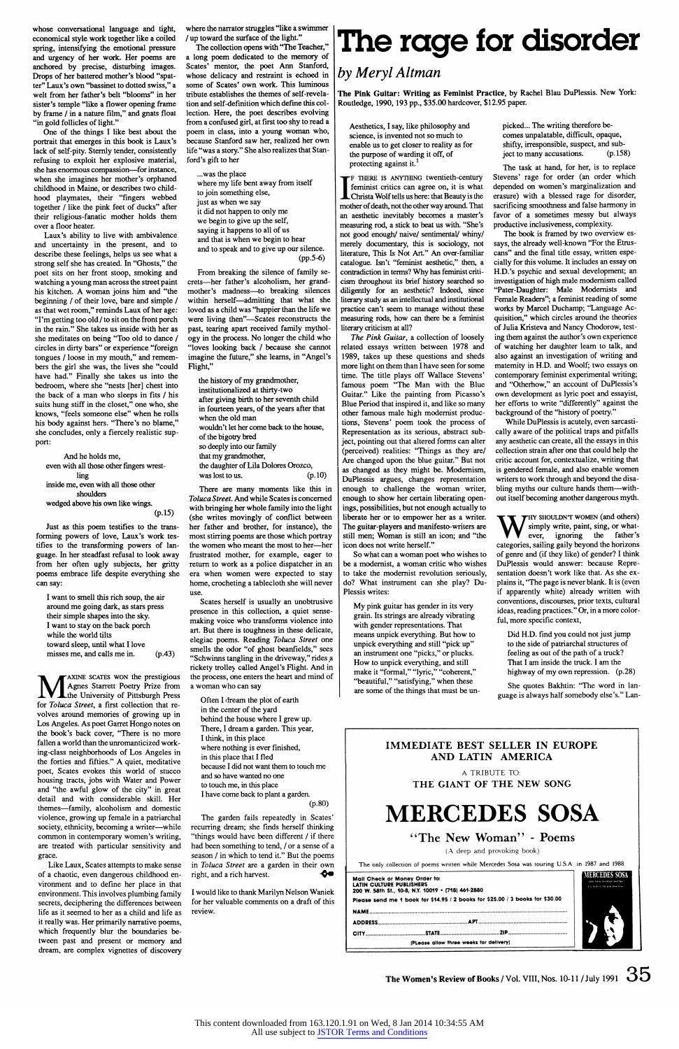whose conversational language and tight, economical style work together like a coiled spring, intensifying the emotional pressure and urgency of her work. Her poems are anchored by precise, disturbing images. Drops of her battered mother's blood "spatter" Laux's own "bassinet to dotted swiss," a welt from her father's belt "blooms" in her sister's temple "like a flower opening frame by frame / in a nature film," and gnats float "in gold follicles of light."

One of the things I like best about the portrait that emerges in this book is Laux's lack of self-pity. Sternly tender, consistently refusing to exploit her explosive material, she has enormous compassion—for instance, when she imagines her mother's orphaned childhood in Maine, or describes two childhood playmates, their "fingers webbed together / like the pink feet of ducks" after their religious-fanatic mother holds them over a floor heater.

Laux's ability to live with ambivalence and uncertainty in the present, and to describe these feelings, helps us see what a strong self she has created. In "Ghosts," the poet sits on her front stoop, smoking and watching a young man across the street paint his kitchen. A woman joins him and "the beginning / of their love, bare and simple / as that wet room," reminds Laux of her age: "I'm getting too old / to sit on the front porch in the rain." She takes us inside with her as she meditates on being "Too old to dance / circles in dirty bars" or experience "foreign tongues / loose in my mouth," and remembers the girl she was, the lives she "could have had." Finally she takes us into the bedroom, where she "nests [her] chest into the back of a man who sleeps in fits / his suits hung stiff in the closet," one who, she knows, "feels someone else" when he rolls his body against hers. "There's no blame," she concludes, only a fiercely realistic support:

> And he holds me,
> even with all those other fingers wrestling
> inside me, even with all those other shoulders
> wedged above his own like wings.
> (p.15)

Just as this poem testifies to the transforming powers of love, Laux's work testifies to the transforming powers of language. In her steadfast refusal to look away from her often ugly subjects, her gritty poems embrace life despite everything she can say:

> I want to smell this rich soup, the air
> around me going dark, as stars press
> their simple shapes into the sky.
> I want to stay on the back porch
> while the world tilts
> toward sleep, until what I love
> misses me, and calls me in. (p.43)

Maxine Scates won the prestigious Agnes Starrett Poetry Prize from the University of Pittsburgh Press for *Toluca Street*, a first collection that revolves around memories of growing up in Los Angeles. As poet Garret Hongo notes on the book's back cover, "There is no more fallen a world than the unromanticized working-class neighborhoods of Los Angeles in the forties and fifties." A quiet, meditative poet, Scates evokes this world of stucco housing tracts, jobs with Water and Power and "the awful glow of the city" in great detail and with considerable skill. Her themes—family, alcoholism and domestic violence, growing up female in a patriarchal society, ethnicity, becoming a writer—while common in contemporary women's writing, are treated with particular sensitivity and grace.

Like Laux, Scates attempts to make sense of a chaotic, even dangerous childhood environment and to define her place in that environment. This involves plumbing family secrets, deciphering the differences between life as it seemed to her as a child and life as it really was. Her primarily narrative poems, which frequently blur the boundaries between past and present or memory and dream, are complex vignettes of discovery where the narrator struggles "like a swimmer / up toward the surface of the light."

The collection opens with "The Teacher," a long poem dedicated to the memory of Scates' mentor, the poet Ann Stanford, whose delicacy and restraint is echoed in some of Scates' own work. This luminous tribute establishes the themes of self-revelation and self-definition which define this collection. Here, the poet describes evolving from a confused girl, at first too shy to read a poem in class, into a young woman who, because Stanford saw her, realized her own life "was a story." She also realizes that Stanford's gift to her

> ...was the place
> where my life bent away from itself
> to join something else,
> just as when we say
> it did not happen to only me
> we begin to give up the self,
> saying it happens to all of us
> and that is when we begin to hear
> and to speak and to give up our silence.
> (pp.5-6)

From breaking the silence of family secrets—her father's alcoholism, her grandmother's madness—to breaking silences within herself—admitting that what she loved as a child was "happier than the life we were living then"—Scates reconstructs the past, tearing apart received family mythology in the process. No longer the child who "loves looking back / because she cannot imagine the future," she learns, in "Angel's Flight,"

> the history of my grandmother,
> institutionalized at thirty-two
> after giving birth to her seventh child
> in fourteen years, of the years after that
> when the old man
> wouldn't let her come back to the house,
> of the bigotry bred
> so deeply into our family
> that my grandmother,
> the daughter of Lila Dolores Orozco,
> was lost to us. (p.10)

There are many moments like this in *Toluca Street*. And while Scates is concerned with bringing her whole family into the light (she writes movingly of conflict between her father and brother, for instance), the most stirring poems are those which portray the women who meant the most to her—her frustrated mother, for example, eager to return to work as a police dispatcher in an era when women were expected to stay home, crocheting a tablecloth she will never use.

Scates herself is usually an unobtrusive presence in this collection, a quiet sense-making voice who transforms violence into art. But there is toughness in these delicate, elegiac poems. Reading *Toluca Street* one smells the odor "of ghost beanfields," sees "Schwinns tangling in the driveway," rides a rickety trolley called Angel's Flight. And in the process, one enters the heart and mind of a woman who can say

> Often I dream the plot of earth
> in the center of the yard
> behind the house where I grew up.
> There, I dream a garden. This year,
> I think, in this place
> where nothing is ever finished,
> in this place that I fled
> because I did not want them to touch me
> and so have wanted no one
> to touch me, in this place
> I have come back to plant a garden.
> (p.80)

The garden fails repeatedly in Scates' recurring dream; she finds herself thinking "things would have been different / if there had been something to tend, / or a sense of a season / in which to tend it." But the poems in *Toluca Street* are a garden in their own right, and a rich harvest.

I would like to thank Marilyn Nelson Waniek for her valuable comments on a draft of this review.

# The rage for disorder

## *by Meryl Altman*

**The Pink Guitar: Writing as Feminist Practice**, by Rachel Blau DuPlessis. New York: Routledge, 1990, 193 pp., $35.00 hardcover, $12.95 paper.

> Aesthetics, I say, like philosophy and science, is invented not so much to enable us to get closer to reality as for the purpose of warding it off, of protecting against it.[1]

If there is anything twentieth-century feminist critics can agree on, it is what Christa Wolf tells us here: that Beauty is the mother of death, not the other way around. That an aesthetic inevitably becomes a master's measuring rod, a stick to beat us with. "She's not good enough/ naive/ sentimental/ whiny/ merely documentary, this is sociology, not literature, This Is Not Art." An over-familiar catalogue. Isn't "feminist aesthetic," then, a contradiction in terms? Why has feminist criticism throughout its brief history searched so diligently for an aesthetic? Indeed, since literary study as an intellectual and institutional practice can't seem to manage without these measuring rods, how can there be a feminist literary criticism at all?

*The Pink Guitar*, a collection of loosely related essays written between 1978 and 1989, takes up these questions and sheds more light on them than I have seen for some time. The title plays off Wallace Stevens' famous poem "The Man with the Blue Guitar." Like the painting from Picasso's Blue Period that inspired it, and like so many other famous male high modernist productions, Stevens' poem took the process of Representation as its serious, abstract subject, pointing out that altered forms can alter (perceived) realities: "Things as they are/ Are changed upon the blue guitar." But not as changed as they might be. Modernism, DuPlessis argues, changes representation enough to challenge the woman writer, enough to show her certain liberating openings, possibilities, but not enough actually to liberate her or to empower her as a writer. The guitar-players and manifesto-writers are still men; Woman is still an icon; and "the icon does not write herself."

So what can a woman poet who wishes to be a modernist, a woman critic who wishes to take the modernist revolution seriously, do? What instrument can she play? DuPlessis writes:

> My pink guitar has gender in its very grain. Its strings are already vibrating with gender representations. That means unpick everything. But how to unpick everything and still "pick up" an instrument one "picks," or plucks. How to unpick everything, and still make it "formal," "lyric," "coherent," "beautiful," "satisfying," when these are some of the things that must be unpicked... The writing therefore becomes unpalatable, difficult, opaque, shifty, irresponsible, suspect, and subject to many accusations. (p.158)

The task at hand, for her, is to replace Stevens' rage for order (an order which depended on women's marginalization and erasure) with a blessed rage for disorder, sacrificing smoothness and false harmony in favor of a sometimes messy but always productive inclusiveness, complexity.

The book is framed by two overview essays, the already well-known "For the Etruscans" and the final title essay, written especially for this volume. It includes an essay on H.D.'s psychic and sexual development; an investigation of high male modernism called "Pater-Daughter: Male Modernists and Female Readers"; a feminist reading of some works by Marcel Duchamp; "Language Acquisition," which circles around the theories of Julia Kristeva and Nancy Chodorow, testing them against the author's own experience of watching her daughter learn to talk, and also against an investigation of writing and maternity in H.D. and Woolf; two essays on contemporary feminist experimental writing; and "Otherhow," an account of DuPlessis's own development as lyric poet and essayist, her efforts to write "differently" against the background of the "history of poetry."

While DuPlessis is acutely, even sarcastically aware of the political traps and pitfalls any aesthetic can create, all the essays in this collection strain after one that could help the critic account for, contextualize, writing that is gendered female, and also enable women writers to work through and beyond the disabling myths our culture hands them—without itself becoming another dangerous myth.

Why shouldn't women (and others) simply write, paint, sing, or whatever, ignoring the father's categories, sailing gaily beyond the horizons of genre and (if they like) of gender? I think DuPlessis would answer: because Representation doesn't work like that. As she explains it, "The page is never blank. It is (even if apparently white) already written with conventions, discourses, prior texts, cultural ideas, reading practices." Or, in a more colorful, more specific context,

> Did H.D. find you could not just jump to the side of patriarchal structures of feeling as out of the path of a truck? That I am inside the truck. I am the highway of my own repression. (p.28)

She quotes Bakhtin: "The word in language is always half somebody else's." Lan-

IMMEDIATE BEST SELLER IN EUROPE AND LATIN AMERICA

A TRIBUTE TO:
THE GIANT OF THE NEW SONG

MERCEDES SOSA

"The New Woman" - Poems

(A deep and provoking book)

The only collection of poems written while Mercedes Sosa was touring U.S.A in 1987 and 1988

Mail Check or Money Order to:
LATIN CULTURE PUBLISHERS
200 W. 58th St., 10-B, N.Y. 10019 • (718) 461-2880

Please send me 1 book for $14.95 / 2 books for $25.00 / 3 books for $30.00

NAME..............................................................................
ADDRESS.......................................................APT...............
CITY.............................STATE.............................ZIP..........

(Please allow three weeks for delivery)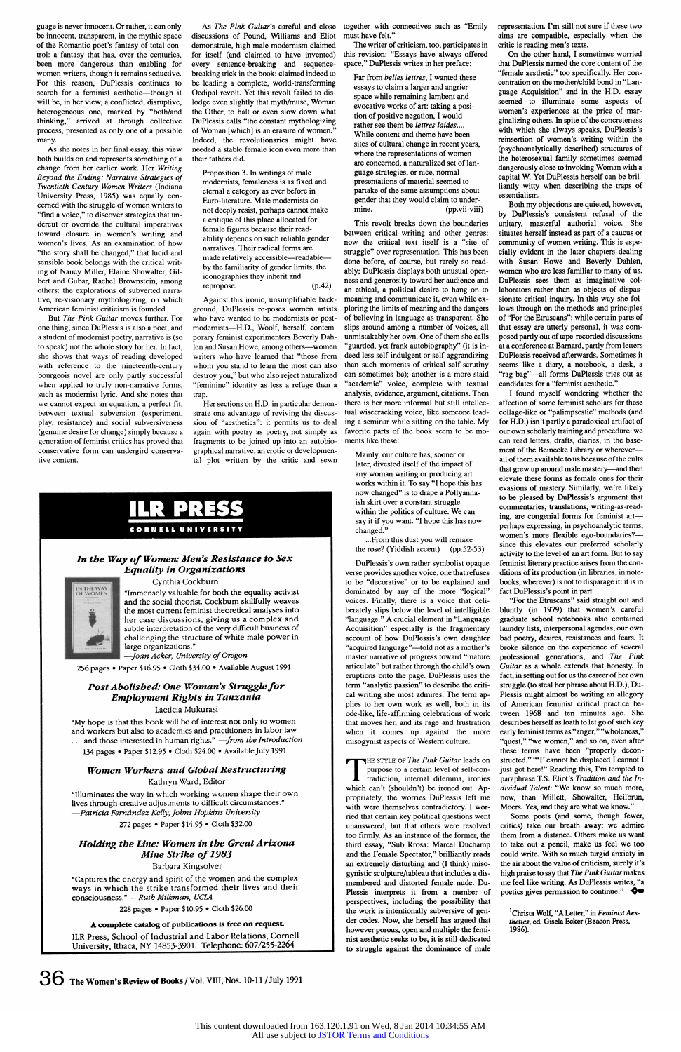guage is never innocent. Or rather, it can only be innocent, transparent, in the mythic space of the Romantic poet's fantasy of total control: a fantasy that has, over the centuries, been more dangerous than enabling for women writers, though it remains seductive. For this reason, DuPlessis continues to search for a feminist aesthetic—though it will be, in her view, a conflicted, disruptive, heterogeneous one, marked by "both/and thinking," arrived at through collective process, presented as only one of a possible many.

As she notes in her final essay, this view both builds on and represents something of a change from her earlier work. Her *Writing Beyond the Ending: Narrative Strategies of Twentieth Century Women Writers* (Indiana University Press, 1985) was equally concerned with the struggle of women writers to "find a voice," to discover strategies that undercut or override the cultural imperatives toward closure in women's writing and women's lives. As an examination of how "the story shall be changed," that lucid and sensible book belongs with the critical writing of Nancy Miller, Elaine Showalter, Gilbert and Gubar, Rachel Brownstein, among others: the explorations of subverted narrative, re-visionary mythologizing, on which American feminist criticism is founded.

But *The Pink Guitar* moves further. For one thing, since DuPlessis is also a poet, and a student of modernist poetry, narrative is (so to speak) not the whole story for her. In fact, she shows that ways of reading developed with reference to the nineteenth-century bourgeois novel are only partly successful when applied to truly non-narrative forms, such as modernist lyric. And she notes that we cannot expect an equation, a perfect fit, between textual subversion (experiment, play, resistance) and social subversiveness (genuine desire for change) simply because a generation of feminist critics has proved that conservative form can undergird conservative content.

As *The Pink Guitar*'s careful and close discussions of Pound, Williams and Eliot demonstrate, high male modernism claimed for itself (and claimed to have invented) every sentence-breaking and sequence-breaking trick in the book: claimed indeed to be leading a complete, world-transforming Oedipal revolt. Yet this revolt failed to dislodge even slightly that myth/muse, Woman the Other, to halt or even slow down what DuPlessis calls "the constant mythologizing of Woman [which] is an erasure of women." Indeed, the revolutionaries might have needed a stable female icon even more than their fathers did.

> Proposition 3. In writings of male modernists, femaleness is as fixed and eternal a category as ever before in Euro-literature. Male modernists do not deeply resist, perhaps cannot make a critique of this place allocated for female figures because their readability depends on such reliable gender narratives. Their radical forms are made relatively accessible—readable—by the familiarity of gender limits, the iconographies they inherit and repropose. (p.42)

Against this ironic, unsimplifiable background, DuPlessis re-poses women artists who have wanted to be modernists or post-modernists—H.D., Woolf, herself, contemporary feminist experimenters Beverly Dahlen and Susan Howe, among others—women writers who have learned that "those from whom you stand to learn the most can also destroy you," but who also reject naturalized "feminine" identity as less a refuge than a trap.

Her sections on H.D. in particular demonstrate one advantage of reviving the discussion of "aesthetics": it permits us to deal again with poetry as poetry, not simply as fragments to be joined up into an autobiographical narrative, an erotic or developmental plot written by the critic and sewn together with connectives such as "Emily must have felt."

The writer of criticism, too, participates in this revision: "Essays have always offered space," DuPlessis writes in her preface:

> Far from *belles lettres*, I wanted these essays to claim a larger and angrier space while remaining lambent and evocative works of art: taking a position of positive negation, I would rather see them be *belles laides*.... While content and theme have been sites of cultural change in recent years, where the representations of women are concerned, a naturalized set of language strategies, or nice, normal presentations of material seemed to partake of the same assumptions about gender that they would claim to undermine. (pp.vii-viii)

This revolt breaks down the boundaries between critical writing and other genres: now the critical text itself is a "site of struggle" over representation. This has been done before, of course, but rarely so readably; DuPlessis displays both unusual openness and generosity toward her audience and an ethical, a political desire to hang on to meaning and communicate it, even while exploring the limits of meaning and the dangers of believing in language as transparent. She slips around among a number of voices, all unmistakably her own. One of them she calls "guarded, yet frank autobiography" (it is indeed less self-indulgent or self-aggrandizing than such moments of critical self-scrutiny can sometimes be); another is a more staid "academic" voice, complete with textual analysis, evidence, argument, citations. Then there is her more informal but still intellectual wisecracking voice, like someone leading a seminar while sitting on the table. My favorite parts of the book seem to be moments like these:

> Mainly, our culture has, sooner or later, divested itself of the impact of any woman writing or producing art works within it. To say "I hope this has now changed" is to drape a Pollyanna-ish skirt over a constant struggle within the politics of culture. We can say it if you want. "I hope this has now changed."
>
> ...From this dust you will remake the rose? (Yiddish accent) (pp.52-53)

DuPlessis's own rather symbolist opaque verse provides another voice, one that refuses to be "decorative" or to be explained and dominated by any of the more "logical" voices. Finally, there is a voice that deliberately slips below the level of intelligible "language." A crucial element in "Language Acquisition" especially is the fragmentary account of how DuPlessis's own daughter "acquired language"—told not as a mother's master narrative of progress toward "mature articulate" but rather through the child's own eruptions onto the page. DuPlessis uses the term "analytic passion" to describe the critical writing she most admires. The term applies to her own work as well, both in its ode-like, life-affirming celebrations of work that moves her, and its rage and frustration when it comes up against the more misogynist aspects of Western culture.

The style of *The Pink Guitar* leads on purpose to a certain level of self-contradiction, internal dilemma, ironies which can't (shouldn't) be ironed out. Appropriately, the worries DuPlessis left me with were themselves contradictory. I worried that certain key political questions went unanswered, but that others were resolved too firmly. As an instance of the former, the third essay, "Sub Rrosa: Marcel Duchamp and the Female Spectator," brilliantly reads an extremely disturbing and (I think) misogynistic sculpture/tableau that includes a dismembered and distorted female nude. DuPlessis interprets it from a number of perspectives, including the possibility that the work is intentionally subversive of gender codes. Now, she herself has argued that however porous, open and multiple the feminist aesthetic seeks to be, it is still dedicated to struggle against the dominance of male representation. I'm still not sure if these two aims are compatible, especially when the critic is reading men's texts.

On the other hand, I sometimes worried that DuPlessis named the core content of the "female aesthetic" too specifically. Her concentration on the mother/child bond in "Language Acquisition" and in the H.D. essay seemed to illuminate some aspects of women's experiences at the price of marginalizing others. In spite of the concreteness with which she always speaks, DuPlessis's reinsertion of women's writing within the (psychoanalytically described) structures of the heterosexual family sometimes seemed dangerously close to invoking Woman with a capital W. Yet DuPlessis herself can be brilliantly witty when describing the traps of essentialism.

Both my objections are quieted, however, by DuPlessis's consistent refusal of the unitary, masterful authorial voice. She situates herself instead as part of a caucus or community of women writing. This is especially evident in the later chapters dealing with Susan Howe and Beverly Dahlen, women who are less familiar to many of us. DuPlessis sees them as imaginative collaborators rather than as objects of dispassionate critical inquiry. In this way she follows through on the methods and principles of "For the Etruscans": while certain parts of that essay are utterly personal, it was composed partly out of tape-recorded discussions at a conference at Barnard, partly from letters DuPlessis received afterwards. Sometimes it seems like a diary, a notebook, a desk, a "rag-bag"—all forms DuPlessis tries out as candidates for a "feminist aesthetic."

I found myself wondering whether the affection of some feminist scholars for these collage-like or "palimpsestic" forms (and for H.D.) isn't partly a paradoxical artifact of our own scholarly training and procedure: we can read letters, drafts, diaries, in the basement of the Beinecke Library or wherever—all of them available to us because of the cults that grew up around male mastery—and then elevate these forms as female ones for their evasions of mastery. Similarly, we're likely to be pleased by DuPlessis's argument that commentaries, translations, writing-as-reading, are congenial forms for feminist art—perhaps expressing, in psychoanalytic terms, women's more flexible ego-boundaries?—since this elevates our preferred scholarly activity to the level of an art form. But to say feminist literary practice arises from the conditions of its production (in libraries, in notebooks, wherever) is not to disparage it: it is in fact DuPlessis's point in part.

"For the Etruscans" said straight out and bluntly (in 1979) that women's careful graduate school notebooks also contained laundry lists, interpersonal agendas, our own bad poetry, desires, resistances and fears. It broke silence on the experience of several professional generations, and *The Pink Guitar* as a whole extends that honesty. In fact, in setting out for us the career of her own struggle (to steal her phrase about H.D.), DuPlessis might almost be writing an allegory of American feminist critical practice between 1968 and ten minutes ago. She describes herself as loath to let go of such key early feminist terms as "anger," "wholeness," "quest," "we women," and so on, even after these terms have been "properly deconstructed." "'I' cannot be displaced I cannot I just got here!" Reading this, I'm tempted to paraphrase T.S. Eliot's *Tradition and the Individual Talent*: "We know so much more, now, than Millett, Showalter, Heilbrun, Moers. Yes, and they are what we know."

Some poets (and some, though fewer, critics) take our breath away: we admire them from a distance. Others make us want to take out a pencil, make us feel we too could write. With so much turgid anxiety in the air about the value of criticism, surely it's high praise to say that *The Pink Guitar* makes me feel like writing. As DuPlessis writes, "a poetics gives permission to continue."

[1]Christa Wolf, "A Letter," in *Feminist Aesthetics*, ed. Gisela Ecker (Beacon Press, 1986).

---

**ILR PRESS**
CORNELL UNIVERSITY

***In the Way of Women: Men's Resistance to Sex Equality in Organizations***
Cynthia Cockburn

"Immensely valuable for both the equality activist and the social theorist. Cockburn skillfully weaves the most current feminist theoretical analyses into her case discussions, giving us a complex and subtle interpretation of the very difficult business of challenging the structure of white male power in large organizations."
—*Joan Acker, University of Oregon*

256 pages • Paper $16.95 • Cloth $34.00 • Available August 1991

***Post Abolished: One Woman's Struggle for Employment Rights in Tanzania***
Laeticia Mukurasi

"My hope is that this book will be of interest not only to women and workers but also to academics and practitioners in labor law . . . and those interested in human rights." —*from the Introduction*

134 pages • Paper $12.95 • Cloth $24.00 • Available July 1991

***Women Workers and Global Restructuring***
Kathryn Ward, Editor

"Illuminates the way in which working women shape their own lives through creative adjustments to difficult circumstances."
—*Patricia Fernández Kelly, Johns Hopkins University*

272 pages • Paper $14.95 • Cloth $32.00

***Holding the Line: Women in the Great Arizona Mine Strike of 1983***
Barbara Kingsolver

"Captures the energy and spirit of the women and the complex ways in which the strike transformed their lives and their consciousness." —*Ruth Milkman, UCLA*

228 pages • Paper $10.95 • Cloth $26.00

**A complete catalog of publications is free on request.**
ILR Press, School of Industrial and Labor Relations, Cornell University, Ithaca, NY 14853-3901. Telephone: 607/255-2264